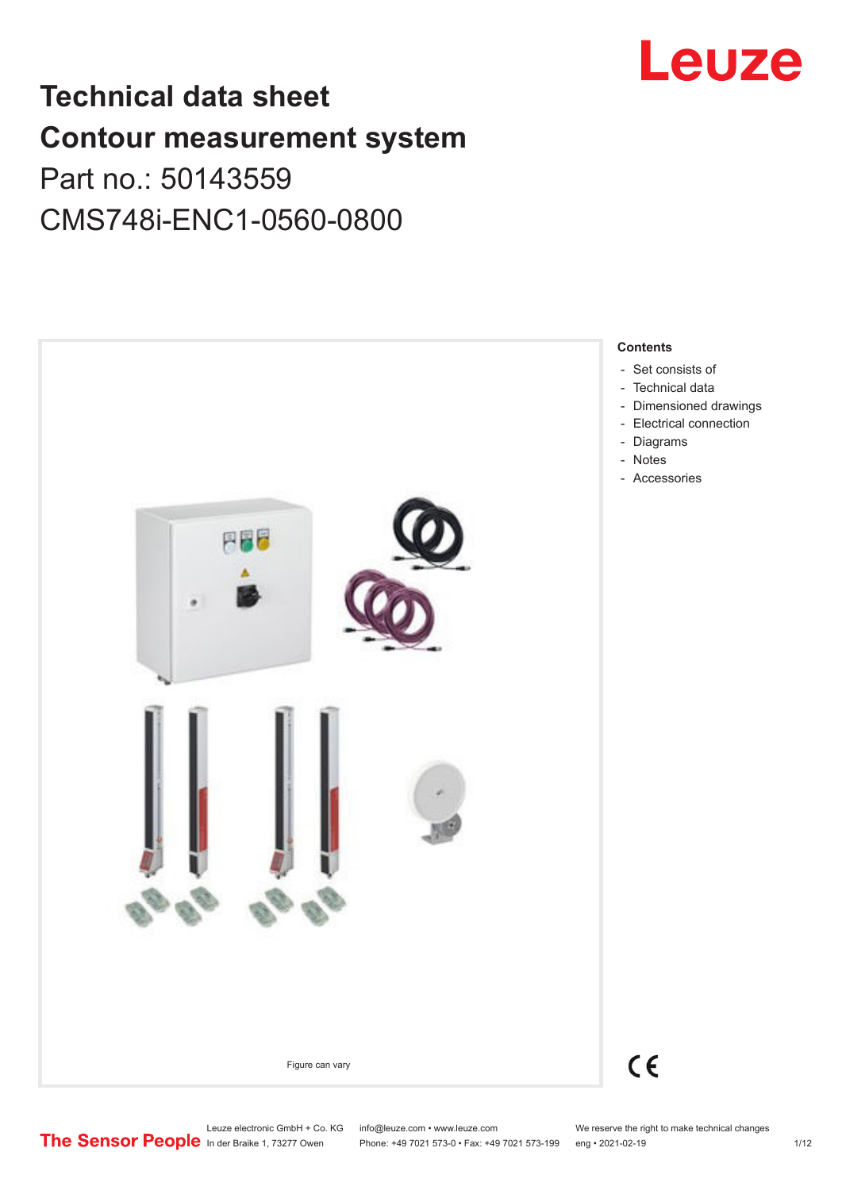# Technical data sheet
# Contour measurement system

Part no.: 50143559

CMS748i-ENC1-0560-0800

Leuze

**Contents**

- Set consists of
- Technical data
- Dimensioned drawings
- Electrical connection
- Diagrams
- Notes
- Accessories

Figure can vary

Leuze electronic GmbH + Co. KG
In der Braike 1, 73277 Owen

info@leuze.com • www.leuze.com
Phone: +49 7021 573-0 • Fax: +49 7021 573-199

We reserve the right to make technical changes
eng • 2021-02-19

The Sensor People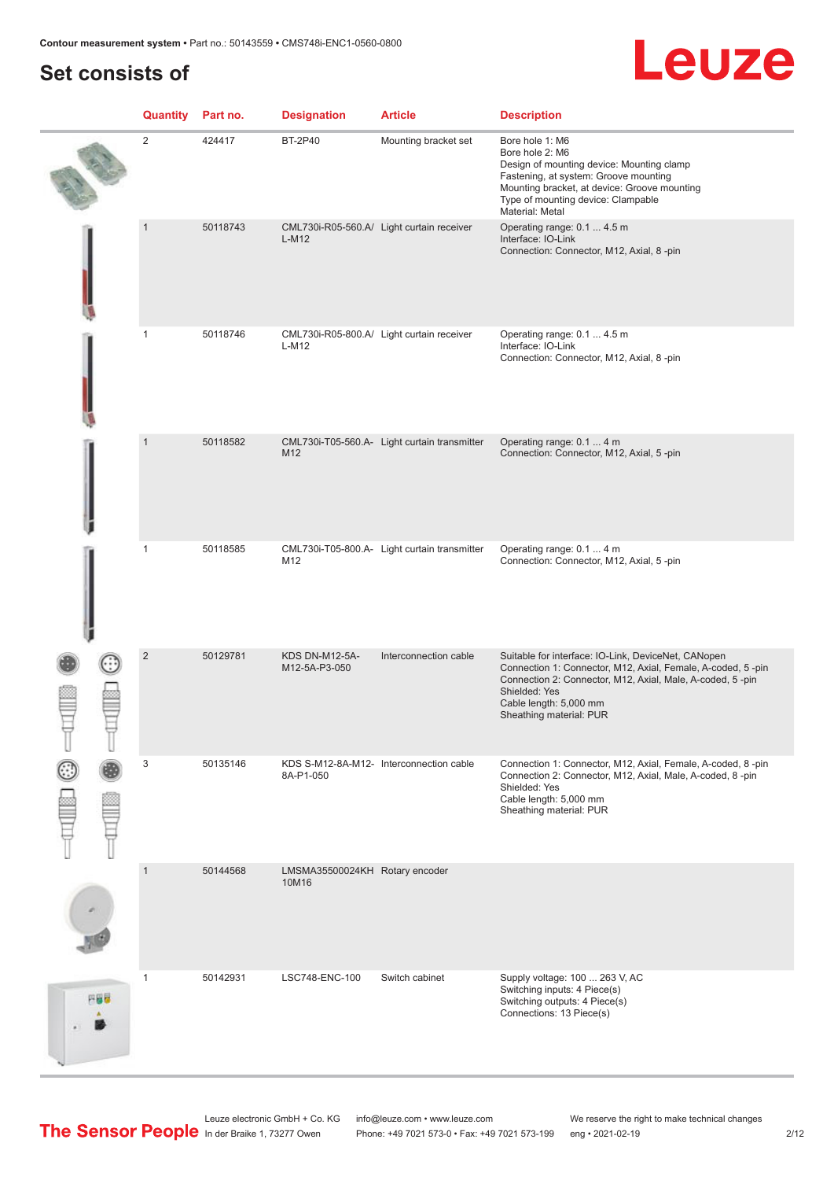## Set consists of

| Quantity | Part no. | Designation | Article | Description |
|---|---|---|---|---|
| 2 | 424417 | BT-2P40 | Mounting bracket set | Bore hole 1: M6<br>Bore hole 2: M6<br>Design of mounting device: Mounting clamp<br>Fastening, at system: Groove mounting<br>Mounting bracket, at device: Groove mounting<br>Type of mounting device: Clampable<br>Material: Metal |
| 1 | 50118743 | CML730i-R05-560.A/L-M12 | Light curtain receiver | Operating range: 0.1 ... 4.5 m<br>Interface: IO-Link<br>Connection: Connector, M12, Axial, 8 -pin |
| 1 | 50118746 | CML730i-R05-800.A/L-M12 | Light curtain receiver | Operating range: 0.1 ... 4.5 m<br>Interface: IO-Link<br>Connection: Connector, M12, Axial, 8 -pin |
| 1 | 50118582 | CML730i-T05-560.A-M12 | Light curtain transmitter | Operating range: 0.1 ... 4 m<br>Connection: Connector, M12, Axial, 5 -pin |
| 1 | 50118585 | CML730i-T05-800.A-M12 | Light curtain transmitter | Operating range: 0.1 ... 4 m<br>Connection: Connector, M12, Axial, 5 -pin |
| 2 | 50129781 | KDS DN-M12-5A-M12-5A-P3-050 | Interconnection cable | Suitable for interface: IO-Link, DeviceNet, CANopen<br>Connection 1: Connector, M12, Axial, Female, A-coded, 5 -pin<br>Connection 2: Connector, M12, Axial, Male, A-coded, 5 -pin<br>Shielded: Yes<br>Cable length: 5,000 mm<br>Sheathing material: PUR |
| 3 | 50135146 | KDS S-M12-8A-M12-8A-P1-050 | Interconnection cable | Connection 1: Connector, M12, Axial, Female, A-coded, 8 -pin<br>Connection 2: Connector, M12, Axial, Male, A-coded, 8 -pin<br>Shielded: Yes<br>Cable length: 5,000 mm<br>Sheathing material: PUR |
| 1 | 50144568 | LMSMA35500024KH10M16 | Rotary encoder | |
| 1 | 50142931 | LSC748-ENC-100 | Switch cabinet | Supply voltage: 100 ... 263 V, AC<br>Switching inputs: 4 Piece(s)<br>Switching outputs: 4 Piece(s)<br>Connections: 13 Piece(s) |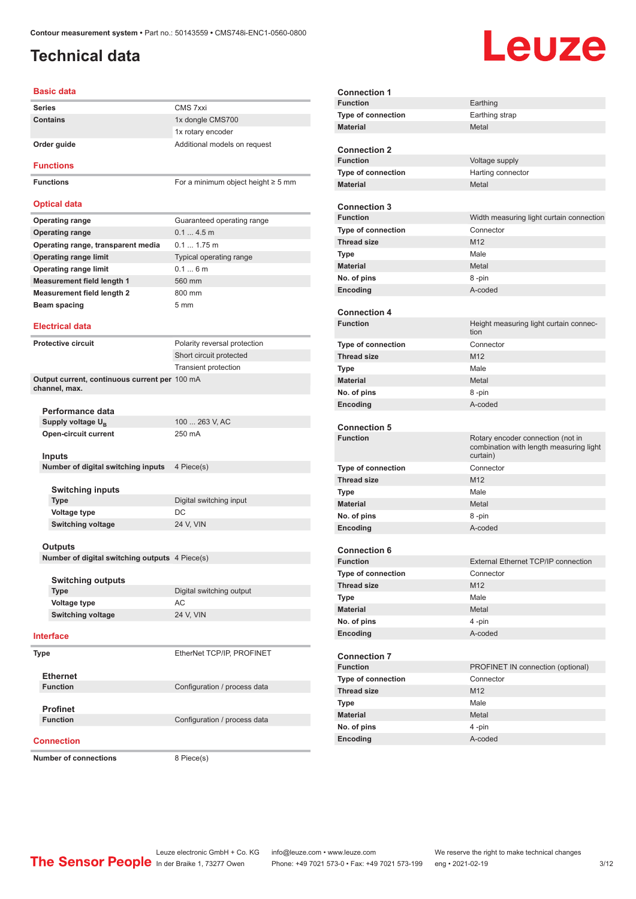# Technical data

## Basic data

| | |
|---|---|
| Series | CMS 7xxi |
| Contains | 1x dongle CMS700 |
| | 1x rotary encoder |
| Order guide | Additional models on request |

## Functions

| | |
|---|---|
| Functions | For a minimum object height ≥ 5 mm |

## Optical data

| | |
|---|---|
| Operating range | Guaranteed operating range |
| Operating range | 0.1 ... 4.5 m |
| Operating range, transparent media | 0.1 ... 1.75 m |
| Operating range limit | Typical operating range |
| Operating range limit | 0.1 ... 6 m |
| Measurement field length 1 | 560 mm |
| Measurement field length 2 | 800 mm |
| Beam spacing | 5 mm |

## Electrical data

| | |
|---|---|
| Protective circuit | Polarity reversal protection |
| | Short circuit protected |
| | Transient protection |
| Output current, continuous current per channel, max. | 100 mA |

### Performance data

| | |
|---|---|
| Supply voltage $U_B$ | 100 ... 263 V, AC |
| Open-circuit current | 250 mA |

### Inputs

| | |
|---|---|
| Number of digital switching inputs | 4 Piece(s) |

#### Switching inputs

| | |
|---|---|
| Type | Digital switching input |
| Voltage type | DC |
| Switching voltage | 24 V, VIN |

### Outputs

| | |
|---|---|
| Number of digital switching outputs | 4 Piece(s) |

#### Switching outputs

| | |
|---|---|
| Type | Digital switching output |
| Voltage type | AC |
| Switching voltage | 24 V, VIN |

## Interface

| | |
|---|---|
| Type | EtherNet TCP/IP, PROFINET |

### Ethernet

| | |
|---|---|
| Function | Configuration / process data |

### Profinet

| | |
|---|---|
| Function | Configuration / process data |

## Connection

| | |
|---|---|
| Number of connections | 8 Piece(s) |

### Connection 1

| | |
|---|---|
| Function | Earthing |
| Type of connection | Earthing strap |
| Material | Metal |

### Connection 2

| | |
|---|---|
| Function | Voltage supply |
| Type of connection | Harting connector |
| Material | Metal |

### Connection 3

| | |
|---|---|
| Function | Width measuring light curtain connection |
| Type of connection | Connector |
| Thread size | M12 |
| Type | Male |
| Material | Metal |
| No. of pins | 8 -pin |
| Encoding | A-coded |

### Connection 4

| | |
|---|---|
| Function | Height measuring light curtain connection |
| Type of connection | Connector |
| Thread size | M12 |
| Type | Male |
| Material | Metal |
| No. of pins | 8 -pin |
| Encoding | A-coded |

### Connection 5

| | |
|---|---|
| Function | Rotary encoder connection (not in combination with length measuring light curtain) |
| Type of connection | Connector |
| Thread size | M12 |
| Type | Male |
| Material | Metal |
| No. of pins | 8 -pin |
| Encoding | A-coded |

### Connection 6

| | |
|---|---|
| Function | External Ethernet TCP/IP connection |
| Type of connection | Connector |
| Thread size | M12 |
| Type | Male |
| Material | Metal |
| No. of pins | 4 -pin |
| Encoding | A-coded |

### Connection 7

| | |
|---|---|
| Function | PROFINET IN connection (optional) |
| Type of connection | Connector |
| Thread size | M12 |
| Type | Male |
| Material | Metal |
| No. of pins | 4 -pin |
| Encoding | A-coded |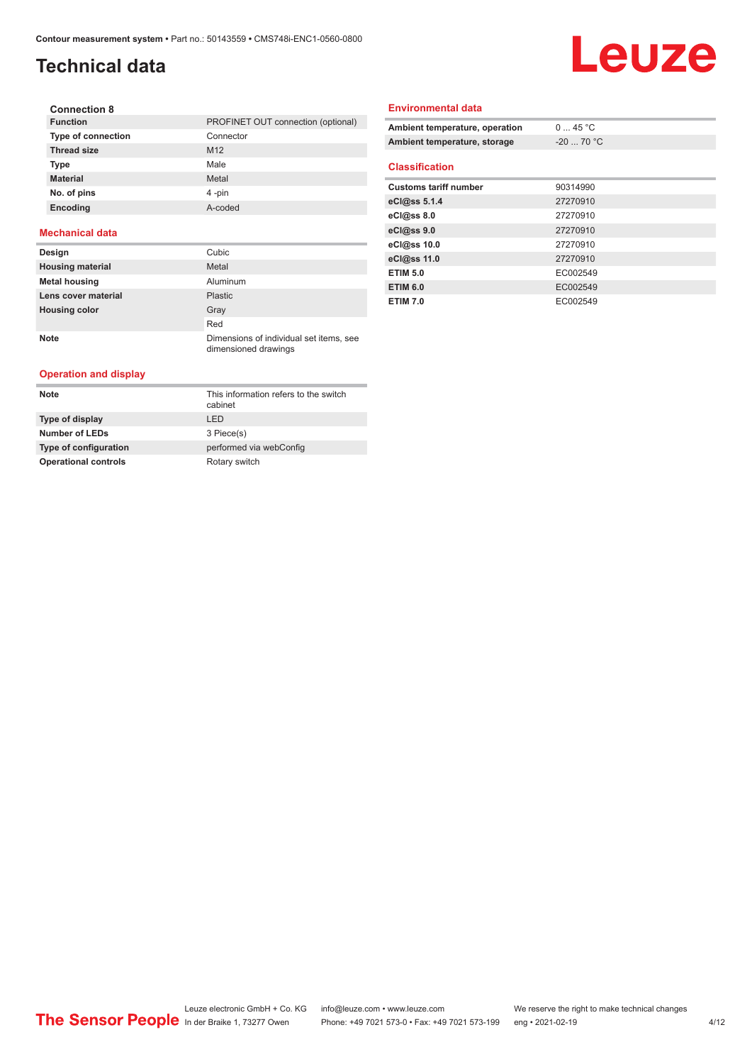# Technical data

### Connection 8

| | |
|---|---|
| **Function** | PROFINET OUT connection (optional) |
| **Type of connection** | Connector |
| **Thread size** | M12 |
| **Type** | Male |
| **Material** | Metal |
| **No. of pins** | 4 -pin |
| **Encoding** | A-coded |

## Mechanical data

| | |
|---|---|
| **Design** | Cubic |
| **Housing material** | Metal |
| **Metal housing** | Aluminum |
| **Lens cover material** | Plastic |
| **Housing color** | Gray |
| | Red |
| **Note** | Dimensions of individual set items, see dimensioned drawings |

## Operation and display

| | |
|---|---|
| **Note** | This information refers to the switch cabinet |
| **Type of display** | LED |
| **Number of LEDs** | 3 Piece(s) |
| **Type of configuration** | performed via webConfig |
| **Operational controls** | Rotary switch |

## Environmental data

| | |
|---|---|
| **Ambient temperature, operation** | 0 ... 45 °C |
| **Ambient temperature, storage** | -20 ... 70 °C |

## Classification

| | |
|---|---|
| **Customs tariff number** | 90314990 |
| **eCl@ss 5.1.4** | 27270910 |
| **eCl@ss 8.0** | 27270910 |
| **eCl@ss 9.0** | 27270910 |
| **eCl@ss 10.0** | 27270910 |
| **eCl@ss 11.0** | 27270910 |
| **ETIM 5.0** | EC002549 |
| **ETIM 6.0** | EC002549 |
| **ETIM 7.0** | EC002549 |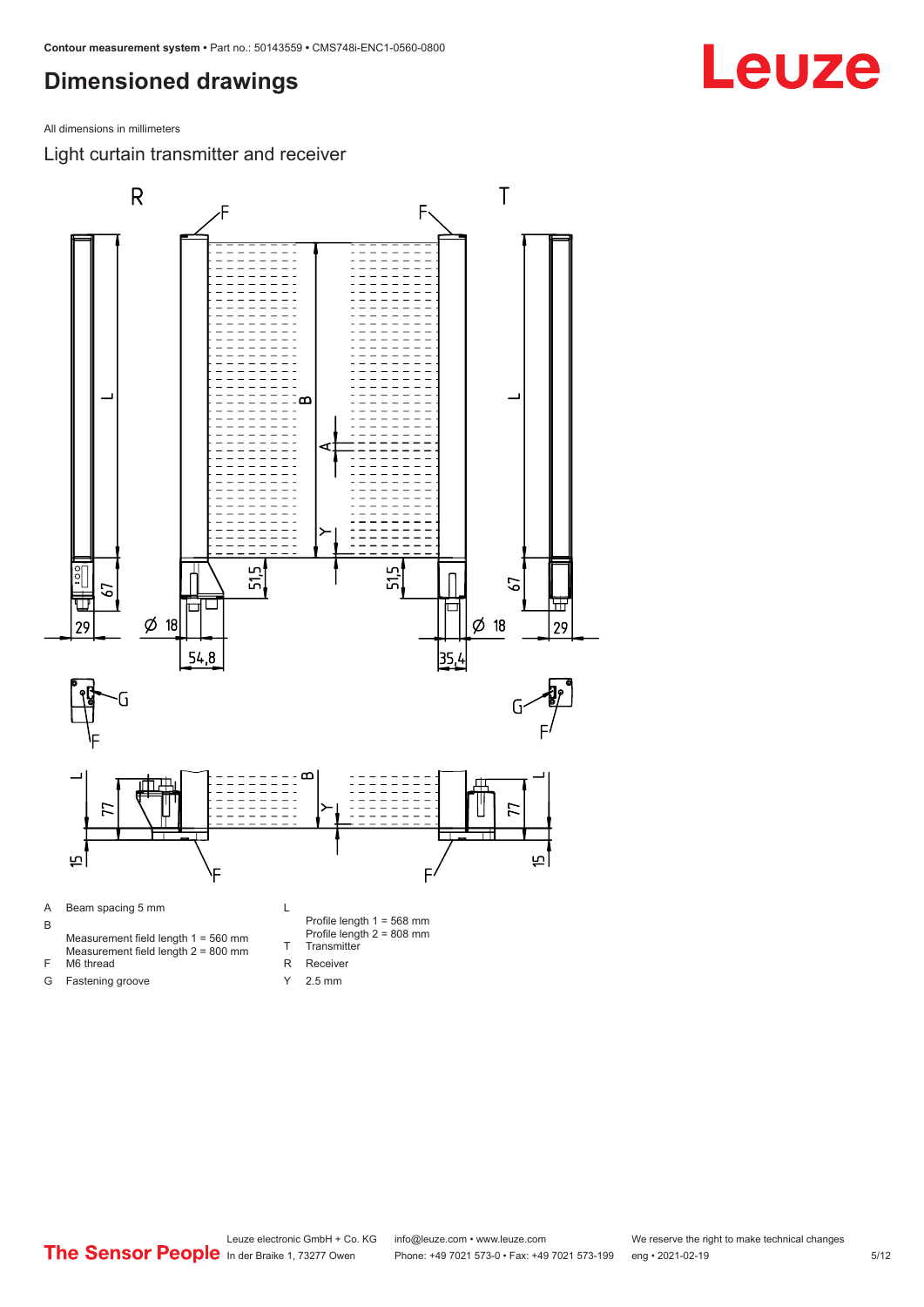# Dimensioned drawings

All dimensions in millimeters

## Light curtain transmitter and receiver

- A Beam spacing 5 mm
- B Measurement field length 1 = 560 mm
  Measurement field length 2 = 800 mm
- F M6 thread
- G Fastening groove
- L Profile length 1 = 568 mm
  Profile length 2 = 808 mm
- T Transmitter
- R Receiver
- Y 2.5 mm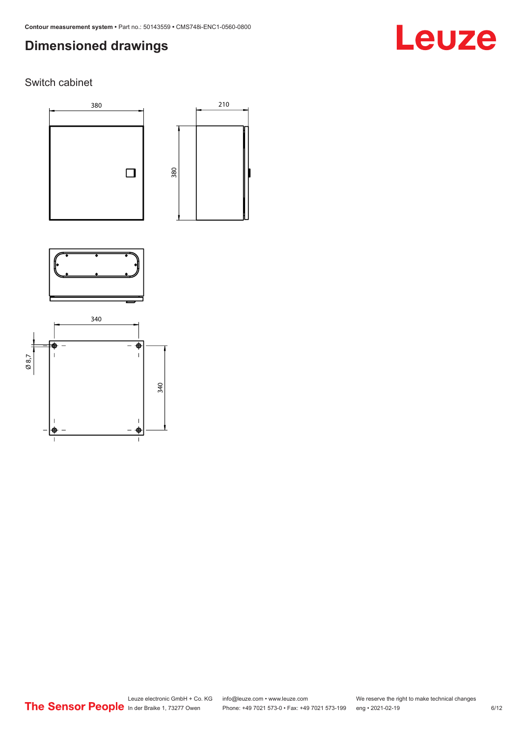## Dimensioned drawings

### Switch cabinet

380

210

380

340

Ø 8,7

340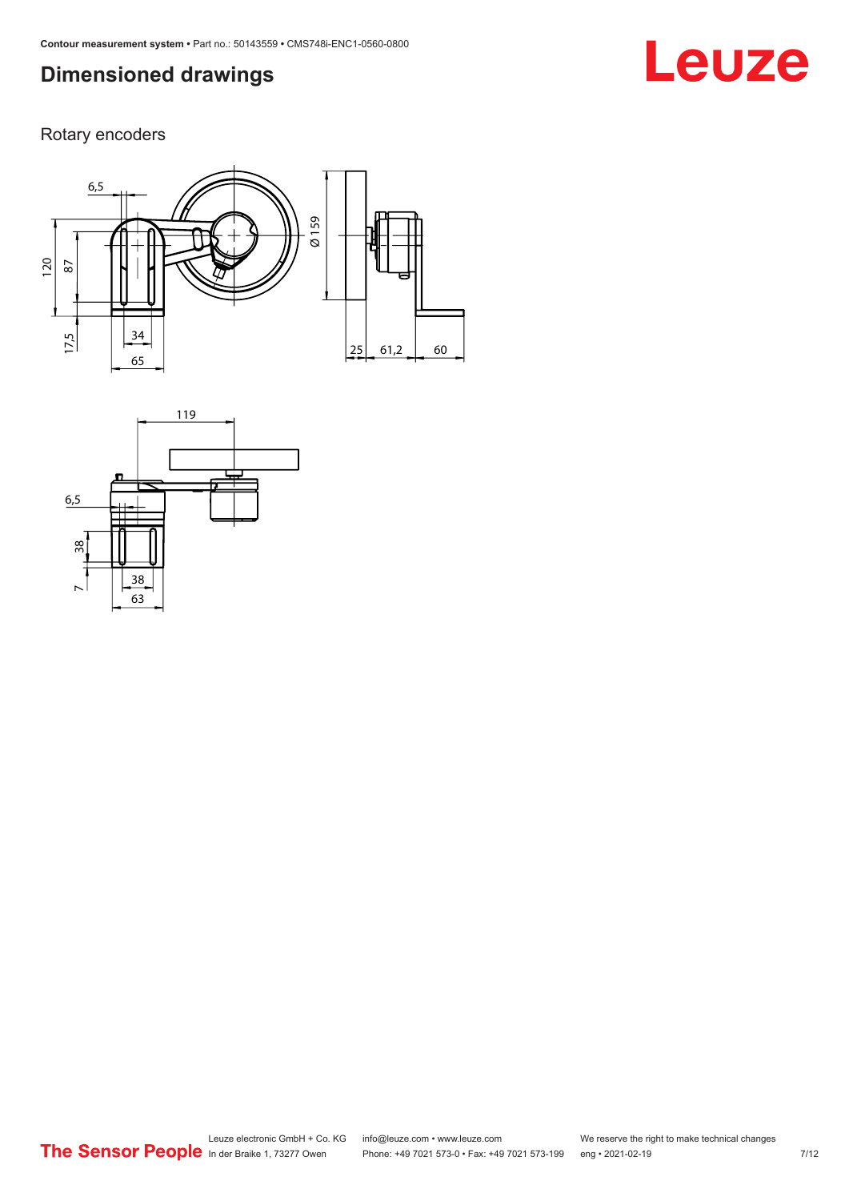## Dimensioned drawings

Rotary encoders

6,5

120

87

17,5

34

65

Ø 159

25

61,2

60

119

6,5

38

7

38

63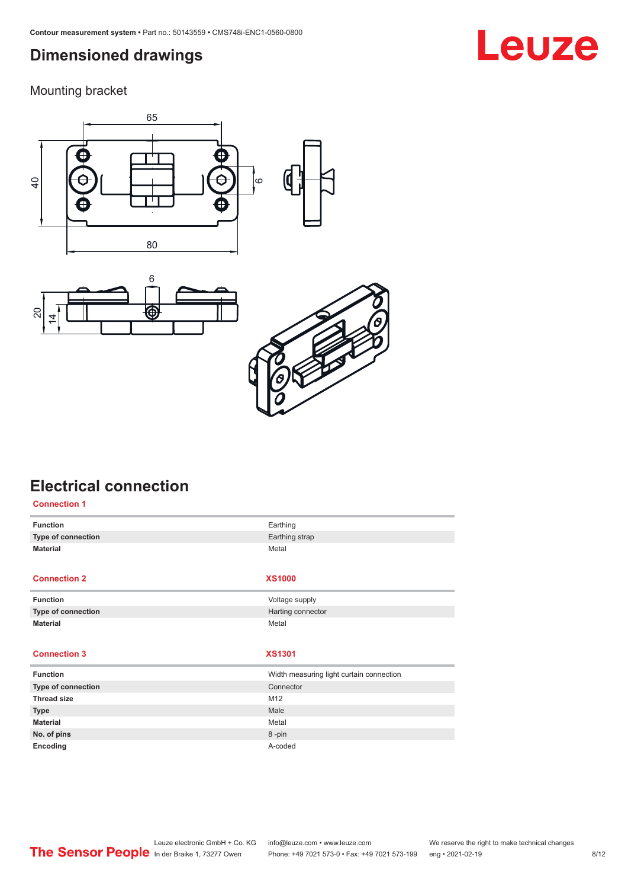# Dimensioned drawings

## Mounting bracket

# Electrical connection

**Connection 1**

| | |
|---|---|
| **Function** | Earthing |
| **Type of connection** | Earthing strap |
| **Material** | Metal |

| **Connection 2** | **XS1000** |
|---|---|
| **Function** | Voltage supply |
| **Type of connection** | Harting connector |
| **Material** | Metal |

| **Connection 3** | **XS1301** |
|---|---|
| **Function** | Width measuring light curtain connection |
| **Type of connection** | Connector |
| **Thread size** | M12 |
| **Type** | Male |
| **Material** | Metal |
| **No. of pins** | 8 -pin |
| **Encoding** | A-coded |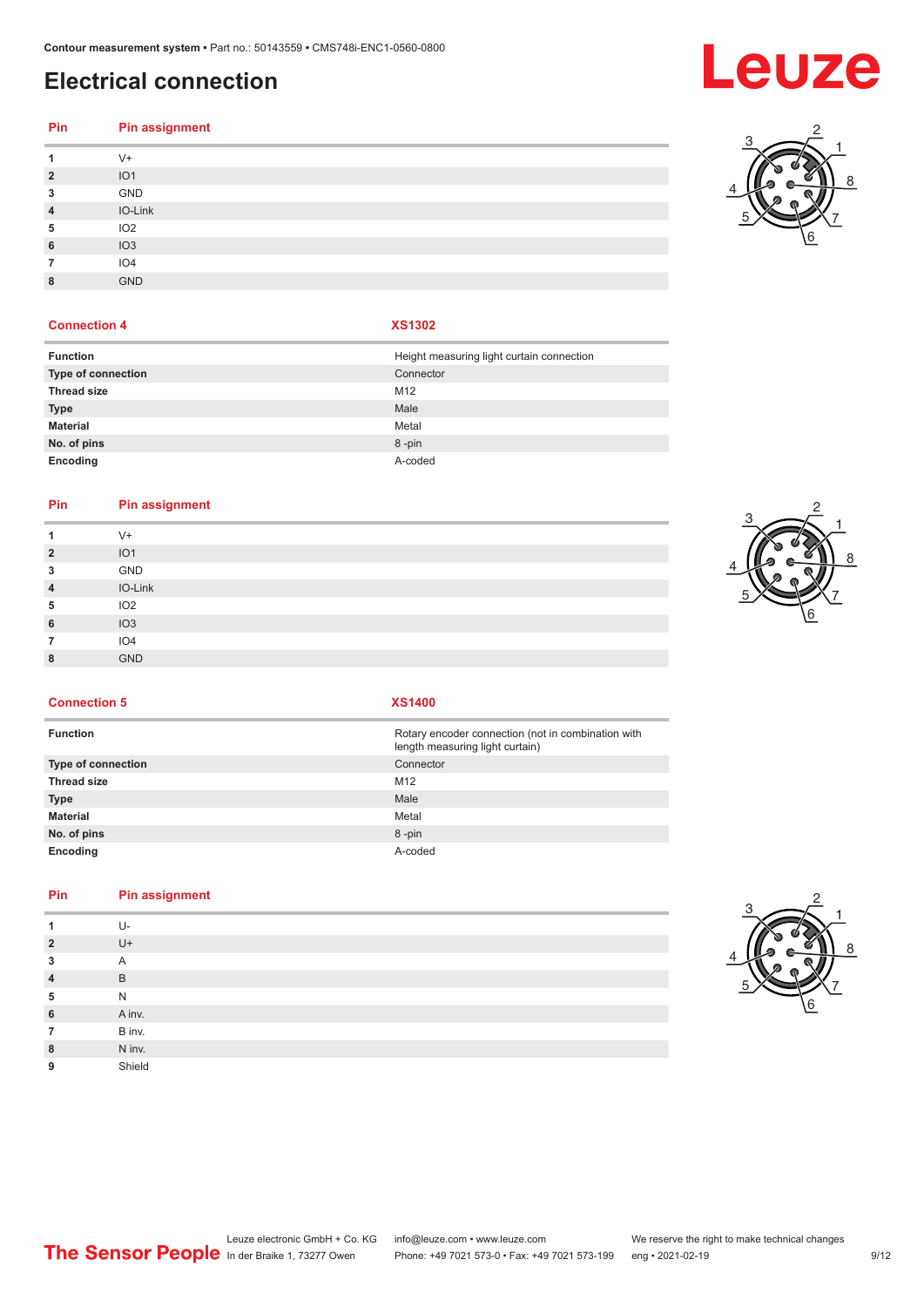# Electrical connection

| Pin | Pin assignment |
|---|---|
| 1 | V+ |
| 2 | IO1 |
| 3 | GND |
| 4 | IO-Link |
| 5 | IO2 |
| 6 | IO3 |
| 7 | IO4 |
| 8 | GND |

| Connection 4 | XS1302 |
|---|---|
| **Function** | Height measuring light curtain connection |
| **Type of connection** | Connector |
| **Thread size** | M12 |
| **Type** | Male |
| **Material** | Metal |
| **No. of pins** | 8 -pin |
| **Encoding** | A-coded |

| Pin | Pin assignment |
|---|---|
| 1 | V+ |
| 2 | IO1 |
| 3 | GND |
| 4 | IO-Link |
| 5 | IO2 |
| 6 | IO3 |
| 7 | IO4 |
| 8 | GND |

| Connection 5 | XS1400 |
|---|---|
| **Function** | Rotary encoder connection (not in combination with length measuring light curtain) |
| **Type of connection** | Connector |
| **Thread size** | M12 |
| **Type** | Male |
| **Material** | Metal |
| **No. of pins** | 8 -pin |
| **Encoding** | A-coded |

| Pin | Pin assignment |
|---|---|
| 1 | U- |
| 2 | U+ |
| 3 | A |
| 4 | B |
| 5 | N |
| 6 | A inv. |
| 7 | B inv. |
| 8 | N inv. |
| 9 | Shield |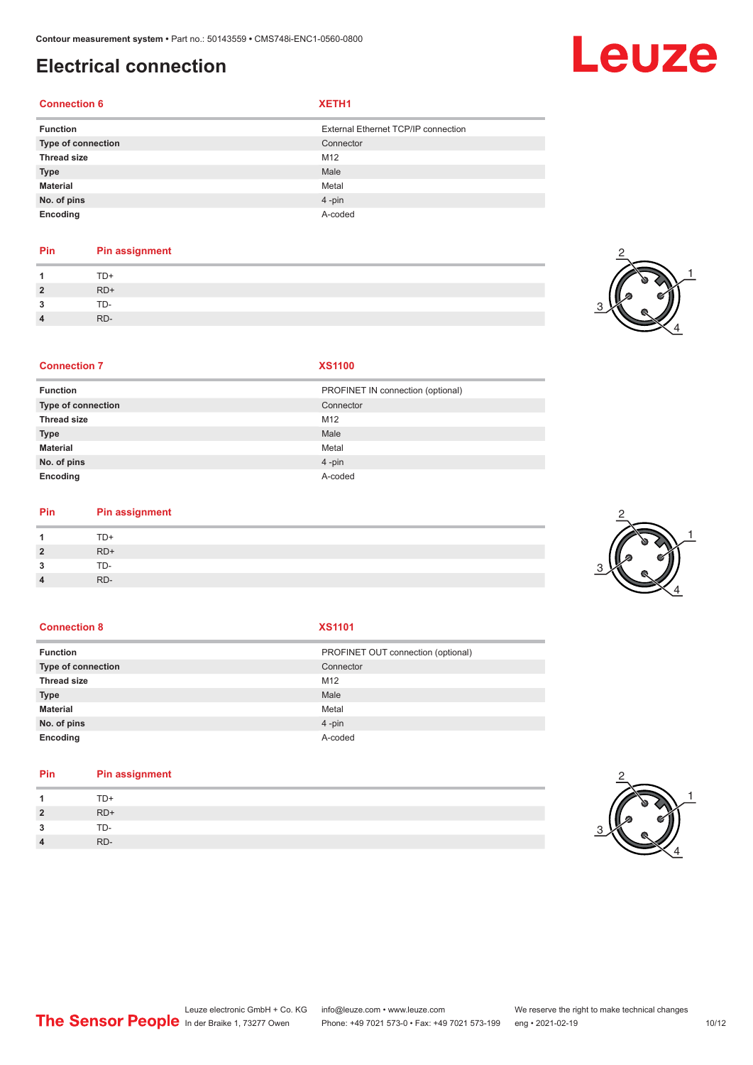# Electrical connection

| Connection 6 | XETH1 |
| --- | --- |
| **Function** | External Ethernet TCP/IP connection |
| **Type of connection** | Connector |
| **Thread size** | M12 |
| **Type** | Male |
| **Material** | Metal |
| **No. of pins** | 4 -pin |
| **Encoding** | A-coded |

| Pin | Pin assignment |
| --- | --- |
| **1** | TD+ |
| **2** | RD+ |
| **3** | TD- |
| **4** | RD- |

| Connection 7 | XS1100 |
| --- | --- |
| **Function** | PROFINET IN connection (optional) |
| **Type of connection** | Connector |
| **Thread size** | M12 |
| **Type** | Male |
| **Material** | Metal |
| **No. of pins** | 4 -pin |
| **Encoding** | A-coded |

| Pin | Pin assignment |
| --- | --- |
| **1** | TD+ |
| **2** | RD+ |
| **3** | TD- |
| **4** | RD- |

| Connection 8 | XS1101 |
| --- | --- |
| **Function** | PROFINET OUT connection (optional) |
| **Type of connection** | Connector |
| **Thread size** | M12 |
| **Type** | Male |
| **Material** | Metal |
| **No. of pins** | 4 -pin |
| **Encoding** | A-coded |

| Pin | Pin assignment |
| --- | --- |
| **1** | TD+ |
| **2** | RD+ |
| **3** | TD- |
| **4** | RD- |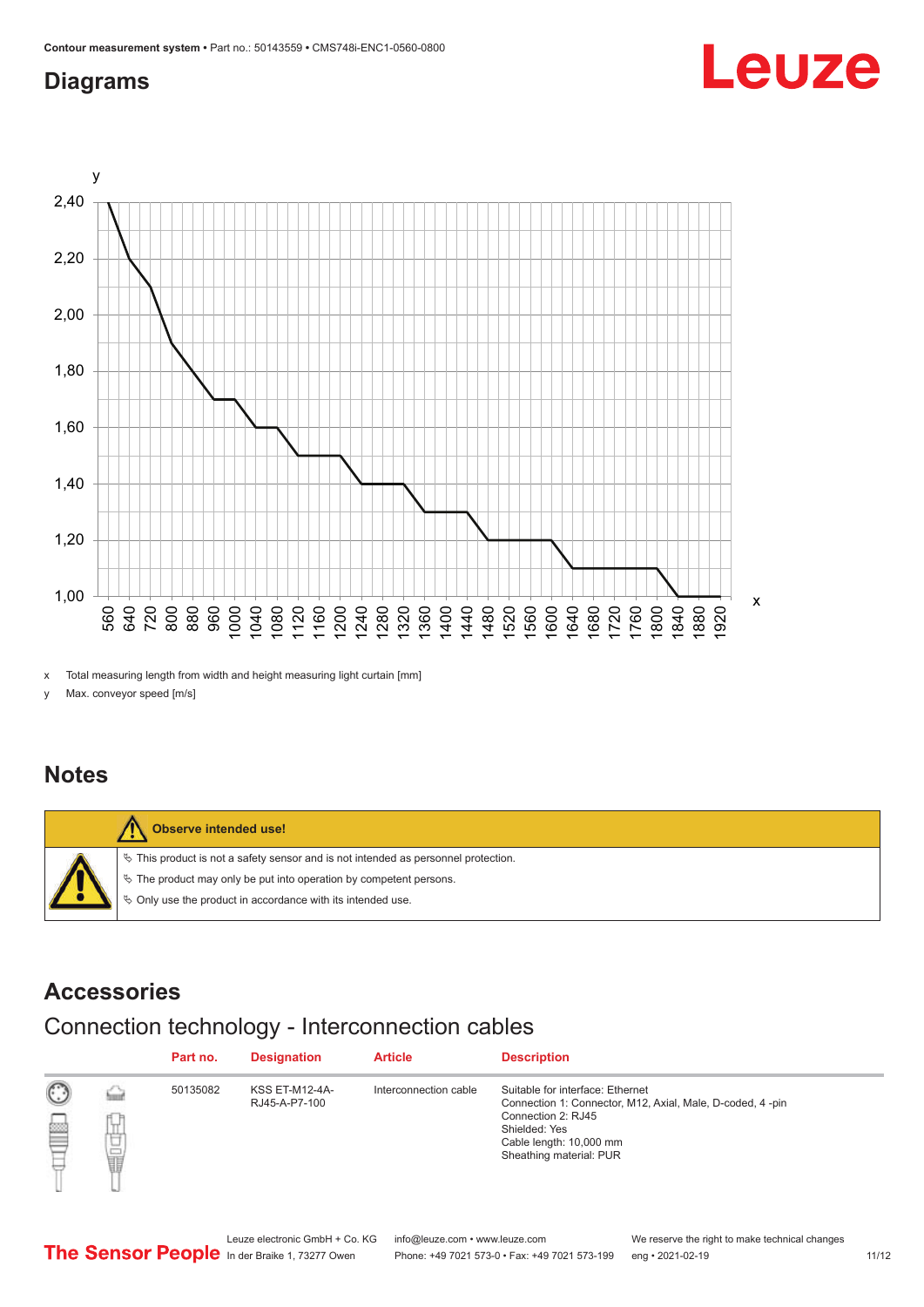## Diagrams

x Total measuring length from width and height measuring light curtain [mm]

y Max. conveyor speed [m/s]

## Notes

**Observe intended use!**

- This product is not a safety sensor and is not intended as personnel protection.
- The product may only be put into operation by competent persons.
- Only use the product in accordance with its intended use.

## Accessories

### Connection technology - Interconnection cables

| Part no. | Designation | Article | Description |
|---|---|---|---|
| 50135082 | KSS ET-M12-4A-RJ45-A-P7-100 | Interconnection cable | Suitable for interface: Ethernet<br>Connection 1: Connector, M12, Axial, Male, D-coded, 4 -pin<br>Connection 2: RJ45<br>Shielded: Yes<br>Cable length: 10,000 mm<br>Sheathing material: PUR |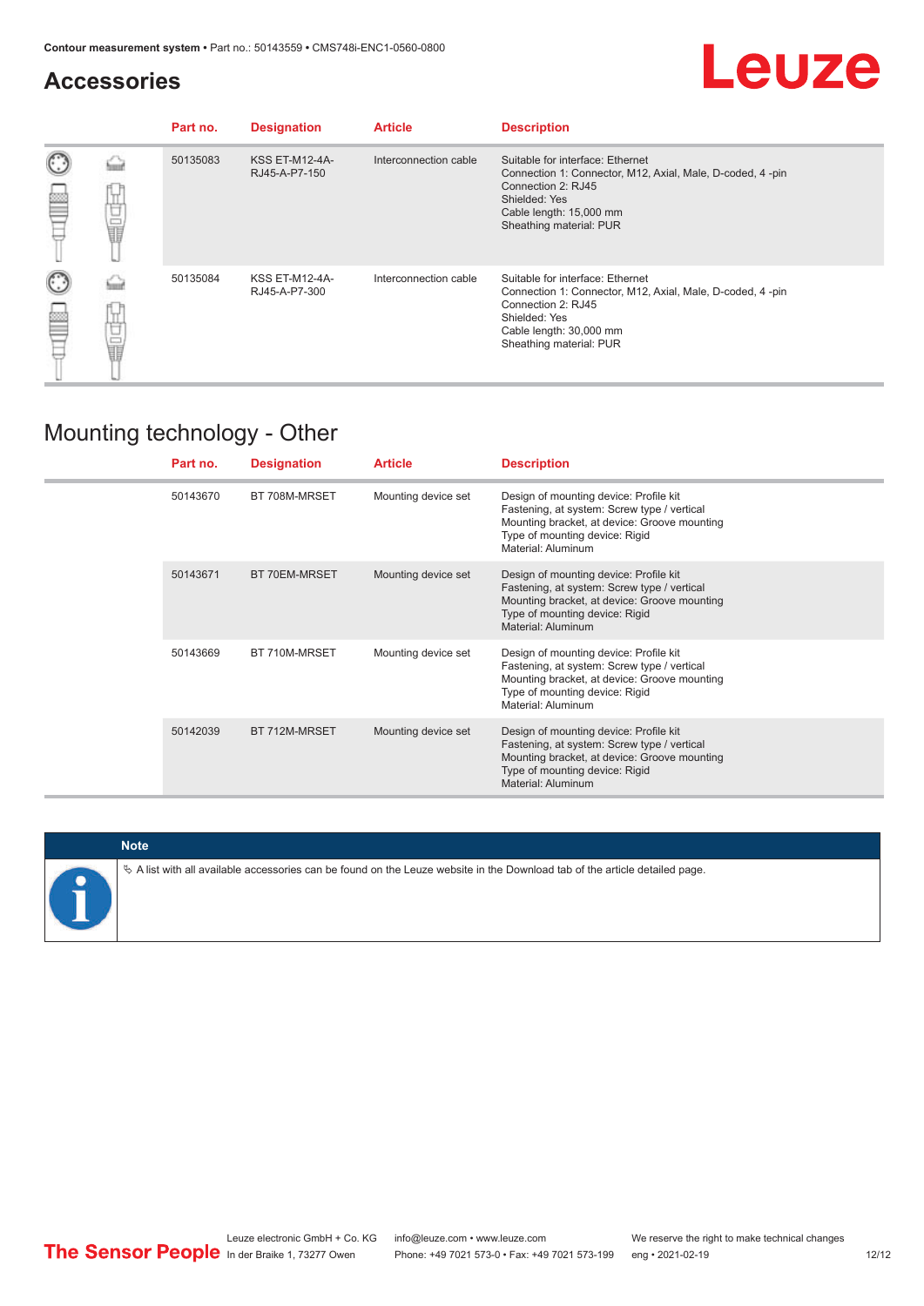## Accessories

| Part no. | Designation | Article | Description |
|---|---|---|---|
| 50135083 | KSS ET-M12-4A-RJ45-A-P7-150 | Interconnection cable | Suitable for interface: Ethernet<br>Connection 1: Connector, M12, Axial, Male, D-coded, 4 -pin<br>Connection 2: RJ45<br>Shielded: Yes<br>Cable length: 15,000 mm<br>Sheathing material: PUR |
| 50135084 | KSS ET-M12-4A-RJ45-A-P7-300 | Interconnection cable | Suitable for interface: Ethernet<br>Connection 1: Connector, M12, Axial, Male, D-coded, 4 -pin<br>Connection 2: RJ45<br>Shielded: Yes<br>Cable length: 30,000 mm<br>Sheathing material: PUR |

## Mounting technology - Other

| Part no. | Designation | Article | Description |
|---|---|---|---|
| 50143670 | BT 708M-MRSET | Mounting device set | Design of mounting device: Profile kit<br>Fastening, at system: Screw type / vertical<br>Mounting bracket, at device: Groove mounting<br>Type of mounting device: Rigid<br>Material: Aluminum |
| 50143671 | BT 70EM-MRSET | Mounting device set | Design of mounting device: Profile kit<br>Fastening, at system: Screw type / vertical<br>Mounting bracket, at device: Groove mounting<br>Type of mounting device: Rigid<br>Material: Aluminum |
| 50143669 | BT 710M-MRSET | Mounting device set | Design of mounting device: Profile kit<br>Fastening, at system: Screw type / vertical<br>Mounting bracket, at device: Groove mounting<br>Type of mounting device: Rigid<br>Material: Aluminum |
| 50142039 | BT 712M-MRSET | Mounting device set | Design of mounting device: Profile kit<br>Fastening, at system: Screw type / vertical<br>Mounting bracket, at device: Groove mounting<br>Type of mounting device: Rigid<br>Material: Aluminum |

**Note**

↳ A list with all available accessories can be found on the Leuze website in the Download tab of the article detailed page.